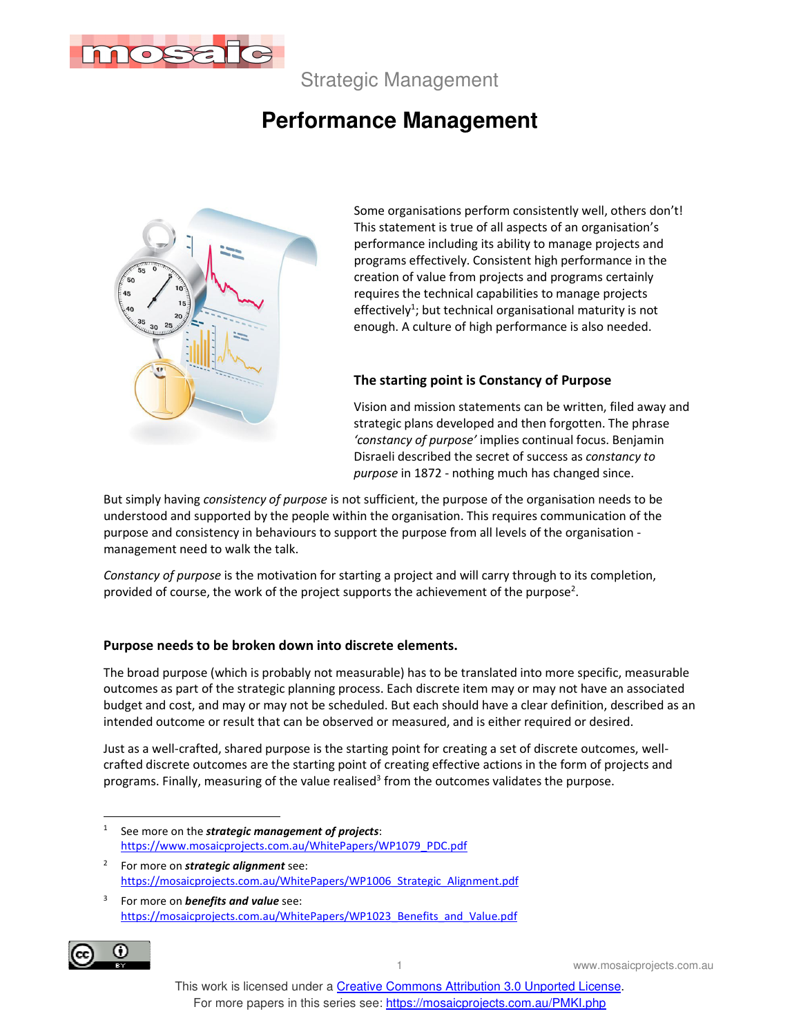Strategic Management

# Performance Management

Some organisations perform consistently well, others don't! This statement is true of all aspects of an organisation's performance including its ability to manage projects and programs effectively. Consistent high performance in the creation of value from projects and programs certainly requires the technical capabilities to manage projects effectively[1]; but technical organisational maturity is not enough. A culture of high performance is also needed.

## The starting point is Constancy of Purpose

Vision and mission statements can be written, filed away and strategic plans developed and then forgotten. The phrase *'constancy of purpose'* implies continual focus. Benjamin Disraeli described the secret of success as *constancy to purpose* in 1872 - nothing much has changed since.

But simply having *consistency of purpose* is not sufficient, the purpose of the organisation needs to be understood and supported by the people within the organisation. This requires communication of the purpose and consistency in behaviours to support the purpose from all levels of the organisation - management need to walk the talk.

*Constancy of purpose* is the motivation for starting a project and will carry through to its completion, provided of course, the work of the project supports the achievement of the purpose[2].

## Purpose needs to be broken down into discrete elements.

The broad purpose (which is probably not measurable) has to be translated into more specific, measurable outcomes as part of the strategic planning process. Each discrete item may or may not have an associated budget and cost, and may or may not be scheduled. But each should have a clear definition, described as an intended outcome or result that can be observed or measured, and is either required or desired.

Just as a well-crafted, shared purpose is the starting point for creating a set of discrete outcomes, well-crafted discrete outcomes are the starting point of creating effective actions in the form of projects and programs. Finally, measuring of the value realised[3] from the outcomes validates the purpose.

---

[1] See more on the ***strategic management of projects***: https://www.mosaicprojects.com.au/WhitePapers/WP1079_PDC.pdf

[2] For more on ***strategic alignment*** see: https://mosaicprojects.com.au/WhitePapers/WP1006_Strategic_Alignment.pdf

[3] For more on ***benefits and value*** see: https://mosaicprojects.com.au/WhitePapers/WP1023_Benefits_and_Value.pdf

This work is licensed under a Creative Commons Attribution 3.0 Unported License.
For more papers in this series see: https://mosaicprojects.com.au/PMKI.php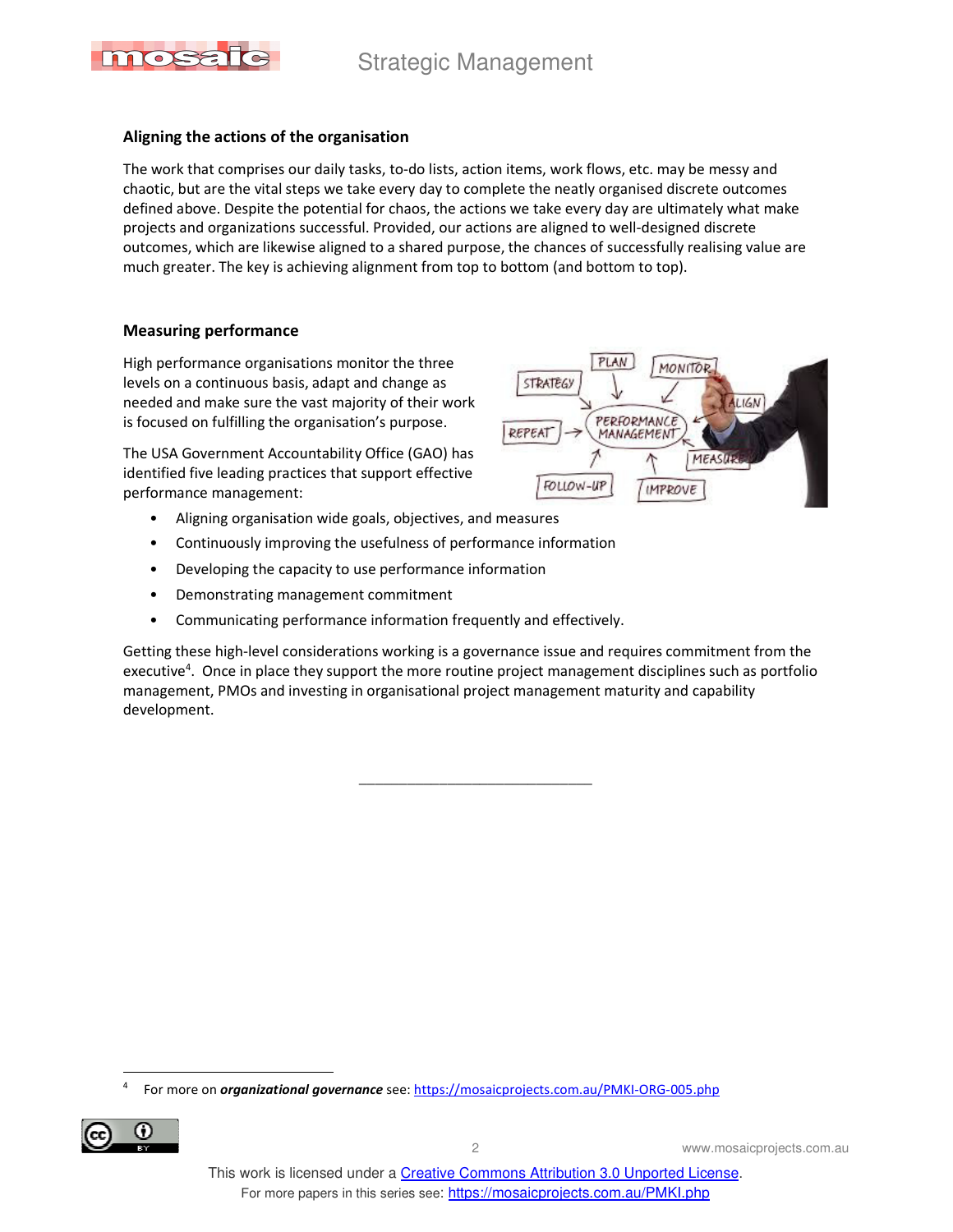### Aligning the actions of the organisation

The work that comprises our daily tasks, to-do lists, action items, work flows, etc. may be messy and chaotic, but are the vital steps we take every day to complete the neatly organised discrete outcomes defined above. Despite the potential for chaos, the actions we take every day are ultimately what make projects and organizations successful. Provided, our actions are aligned to well-designed discrete outcomes, which are likewise aligned to a shared purpose, the chances of successfully realising value are much greater. The key is achieving alignment from top to bottom (and bottom to top).

### Measuring performance

High performance organisations monitor the three levels on a continuous basis, adapt and change as needed and make sure the vast majority of their work is focused on fulfilling the organisation's purpose.

The USA Government Accountability Office (GAO) has identified five leading practices that support effective performance management:

- Aligning organisation wide goals, objectives, and measures
- Continuously improving the usefulness of performance information
- Developing the capacity to use performance information
- Demonstrating management commitment
- Communicating performance information frequently and effectively.

Getting these high-level considerations working is a governance issue and requires commitment from the executive[4]. Once in place they support the more routine project management disciplines such as portfolio management, PMOs and investing in organisational project management maturity and capability development.

---

[4] For more on ***organizational governance*** see: https://mosaicprojects.com.au/PMKI-ORG-005.php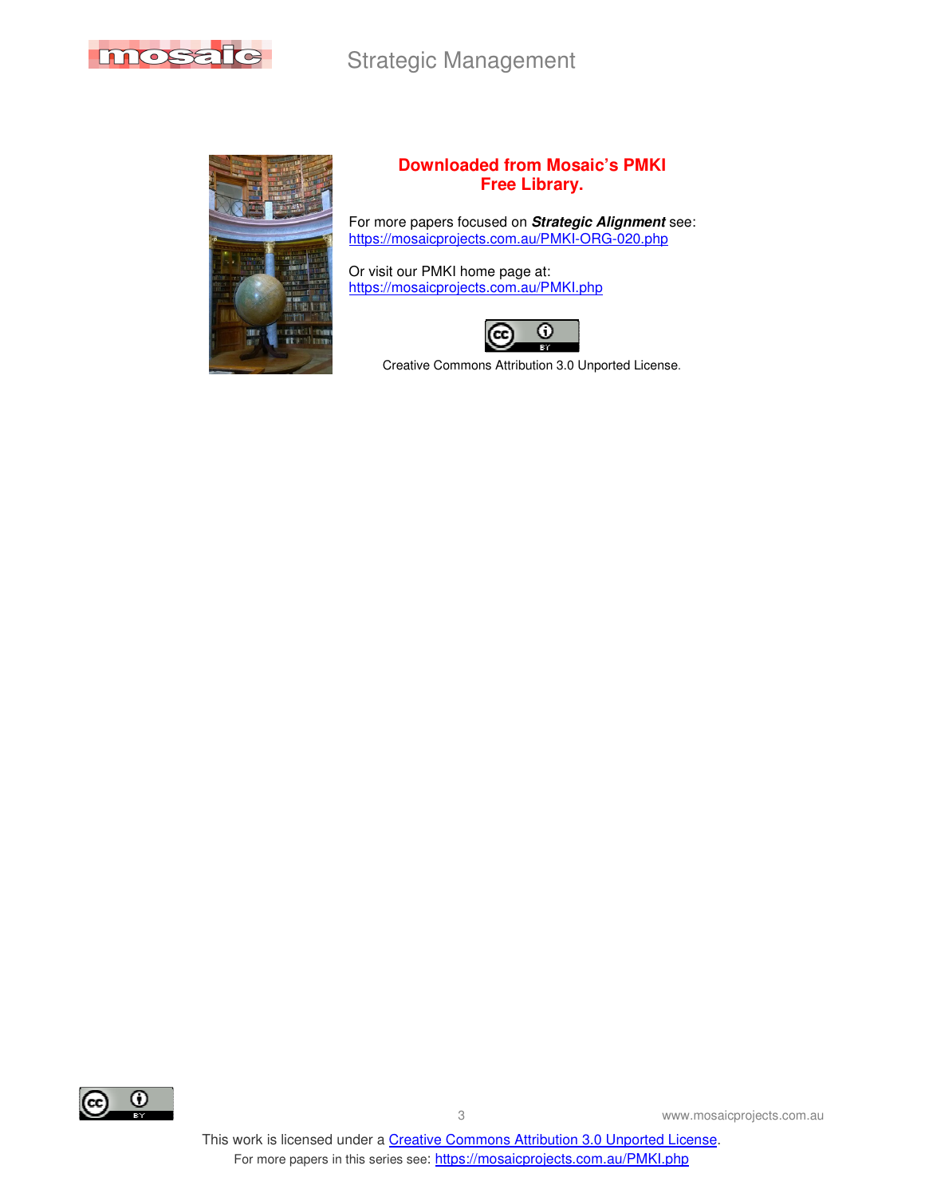**Downloaded from Mosaic's PMKI Free Library.**

For more papers focused on ***Strategic Alignment*** see:
https://mosaicprojects.com.au/PMKI-ORG-020.php

Or visit our PMKI home page at:
https://mosaicprojects.com.au/PMKI.php

Creative Commons Attribution 3.0 Unported License.